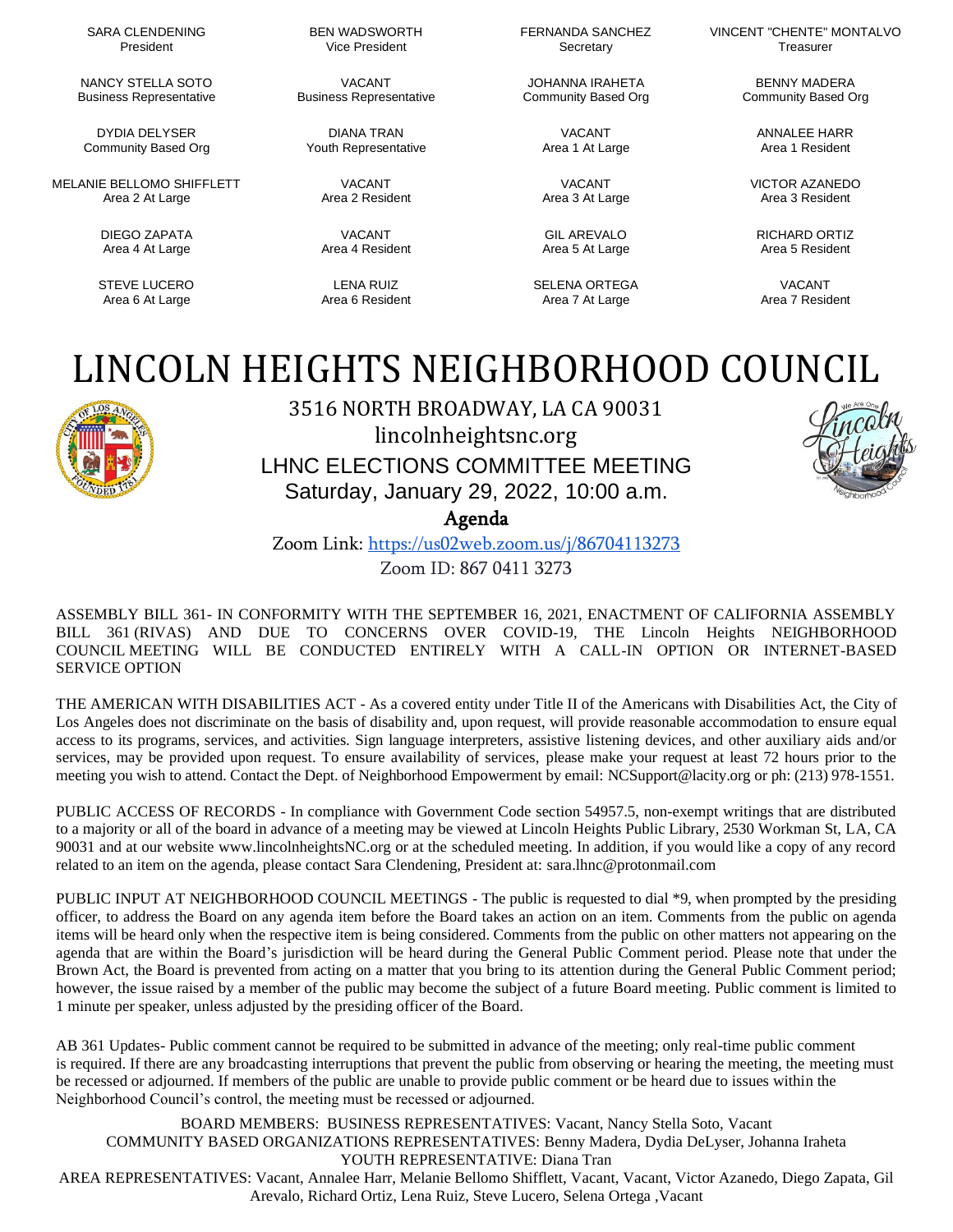| | | | |
|---|---|---|---|
| SARA CLENDENING<br>President | BEN WADSWORTH<br>Vice President | FERNANDA SANCHEZ<br>Secretary | VINCENT "CHENTE" MONTALVO<br>Treasurer |
| NANCY STELLA SOTO<br>Business Representative | VACANT<br>Business Representative | JOHANNA IRAHETA<br>Community Based Org | BENNY MADERA<br>Community Based Org |
| DYDIA DELYSER<br>Community Based Org | DIANA TRAN<br>Youth Representative | VACANT<br>Area 1 At Large | ANNALEE HARR<br>Area 1 Resident |
| MELANIE BELLOMO SHIFFLETT<br>Area 2 At Large | VACANT<br>Area 2 Resident | VACANT<br>Area 3 At Large | VICTOR AZANEDO<br>Area 3 Resident |
| DIEGO ZAPATA<br>Area 4 At Large | VACANT<br>Area 4 Resident | GIL AREVALO<br>Area 5 At Large | RICHARD ORTIZ<br>Area 5 Resident |
| STEVE LUCERO<br>Area 6 At Large | LENA RUIZ<br>Area 6 Resident | SELENA ORTEGA<br>Area 7 At Large | VACANT<br>Area 7 Resident |

# LINCOLN HEIGHTS NEIGHBORHOOD COUNCIL

3516 NORTH BROADWAY, LA CA 90031

lincolnheightsnc.org

## LHNC ELECTIONS COMMITTEE MEETING

Saturday, January 29, 2022, 10:00 a.m.

## Agenda

Zoom Link: https://us02web.zoom.us/j/86704113273

Zoom ID: 867 0411 3273

ASSEMBLY BILL 361- IN CONFORMITY WITH THE SEPTEMBER 16, 2021, ENACTMENT OF CALIFORNIA ASSEMBLY BILL 361 (RIVAS) AND DUE TO CONCERNS OVER COVID-19, THE Lincoln Heights NEIGHBORHOOD COUNCIL MEETING WILL BE CONDUCTED ENTIRELY WITH A CALL-IN OPTION OR INTERNET-BASED SERVICE OPTION

THE AMERICAN WITH DISABILITIES ACT - As a covered entity under Title II of the Americans with Disabilities Act, the City of Los Angeles does not discriminate on the basis of disability and, upon request, will provide reasonable accommodation to ensure equal access to its programs, services, and activities. Sign language interpreters, assistive listening devices, and other auxiliary aids and/or services, may be provided upon request. To ensure availability of services, please make your request at least 72 hours prior to the meeting you wish to attend. Contact the Dept. of Neighborhood Empowerment by email: NCSupport@lacity.org or ph: (213) 978-1551.

PUBLIC ACCESS OF RECORDS - In compliance with Government Code section 54957.5, non-exempt writings that are distributed to a majority or all of the board in advance of a meeting may be viewed at Lincoln Heights Public Library, 2530 Workman St, LA, CA 90031 and at our website www.lincolnheightsNC.org or at the scheduled meeting. In addition, if you would like a copy of any record related to an item on the agenda, please contact Sara Clendening, President at: sara.lhnc@protonmail.com

PUBLIC INPUT AT NEIGHBORHOOD COUNCIL MEETINGS - The public is requested to dial *9, when prompted by the presiding officer, to address the Board on any agenda item before the Board takes an action on an item. Comments from the public on agenda items will be heard only when the respective item is being considered. Comments from the public on other matters not appearing on the agenda that are within the Board's jurisdiction will be heard during the General Public Comment period. Please note that under the Brown Act, the Board is prevented from acting on a matter that you bring to its attention during the General Public Comment period; however, the issue raised by a member of the public may become the subject of a future Board meeting. Public comment is limited to 1 minute per speaker, unless adjusted by the presiding officer of the Board.

AB 361 Updates- Public comment cannot be required to be submitted in advance of the meeting; only real-time public comment is required. If there are any broadcasting interruptions that prevent the public from observing or hearing the meeting, the meeting must be recessed or adjourned. If members of the public are unable to provide public comment or be heard due to issues within the Neighborhood Council's control, the meeting must be recessed or adjourned.

BOARD MEMBERS: BUSINESS REPRESENTATIVES: Vacant, Nancy Stella Soto, Vacant
COMMUNITY BASED ORGANIZATIONS REPRESENTATIVES: Benny Madera, Dydia DeLyser, Johanna Iraheta
YOUTH REPRESENTATIVE: Diana Tran
AREA REPRESENTATIVES: Vacant, Annalee Harr, Melanie Bellomo Shifflett, Vacant, Vacant, Victor Azanedo, Diego Zapata, Gil Arevalo, Richard Ortiz, Lena Ruiz, Steve Lucero, Selena Ortega ,Vacant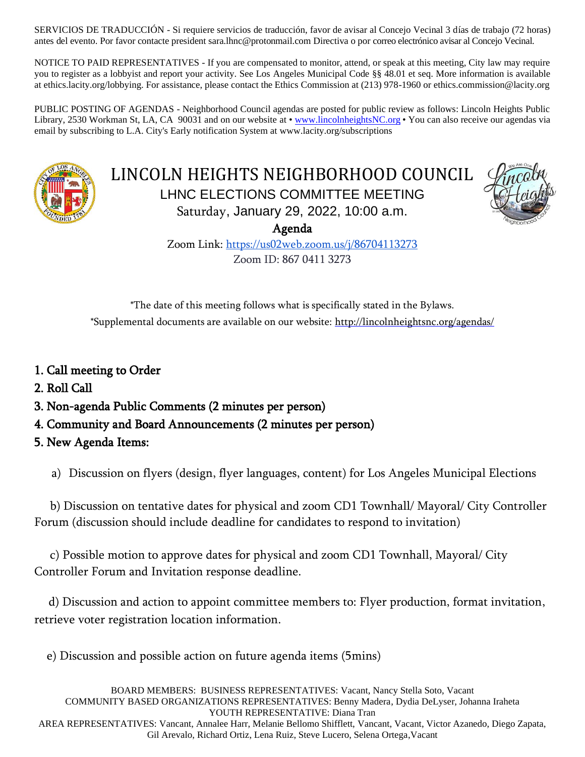SERVICIOS DE TRADUCCIÓN - Si requiere servicios de traducción, favor de avisar al Concejo Vecinal 3 días de trabajo (72 horas) antes del evento. Por favor contacte president sara.lhnc@protonmail.com Directiva o por correo electrónico avisar al Concejo Vecinal.

NOTICE TO PAID REPRESENTATIVES - If you are compensated to monitor, attend, or speak at this meeting, City law may require you to register as a lobbyist and report your activity. See Los Angeles Municipal Code §§ 48.01 et seq. More information is available at ethics.lacity.org/lobbying. For assistance, please contact the Ethics Commission at (213) 978-1960 or ethics.commission@lacity.org

PUBLIC POSTING OF AGENDAS - Neighborhood Council agendas are posted for public review as follows: Lincoln Heights Public Library, 2530 Workman St, LA, CA 90031 and on our website at • www.lincolnheightsNC.org • You can also receive our agendas via email by subscribing to L.A. City's Early notification System at www.lacity.org/subscriptions

# LINCOLN HEIGHTS NEIGHBORHOOD COUNCIL

## LHNC ELECTIONS COMMITTEE MEETING

Saturday, January 29, 2022, 10:00 a.m.

**Agenda**

Zoom Link: https://us02web.zoom.us/j/86704113273

Zoom ID: 867 0411 3273

*The date of this meeting follows what is specifically stated in the Bylaws.

*Supplemental documents are available on our website: http://lincolnheightsnc.org/agendas/

1. **Call meeting to Order**
2. **Roll Call**
3. **Non-agenda Public Comments (2 minutes per person)**
4. **Community and Board Announcements (2 minutes per person)**
5. **New Agenda Items:**

   a) Discussion on flyers (design, flyer languages, content) for Los Angeles Municipal Elections

   b) Discussion on tentative dates for physical and zoom CD1 Townhall/ Mayoral/ City Controller Forum (discussion should include deadline for candidates to respond to invitation)

   c) Possible motion to approve dates for physical and zoom CD1 Townhall, Mayoral/ City Controller Forum and Invitation response deadline.

   d) Discussion and action to appoint committee members to: Flyer production, format invitation, retrieve voter registration location information.

   e) Discussion and possible action on future agenda items (5mins)

BOARD MEMBERS: BUSINESS REPRESENTATIVES: Vacant, Nancy Stella Soto, Vacant
COMMUNITY BASED ORGANIZATIONS REPRESENTATIVES: Benny Madera, Dydia DeLyser, Johanna Iraheta
YOUTH REPRESENTATIVE: Diana Tran
AREA REPRESENTATIVES: Vancant, Annalee Harr, Melanie Bellomo Shifflett, Vancant, Vacant, Victor Azanedo, Diego Zapata, Gil Arevalo, Richard Ortiz, Lena Ruiz, Steve Lucero, Selena Ortega,Vacant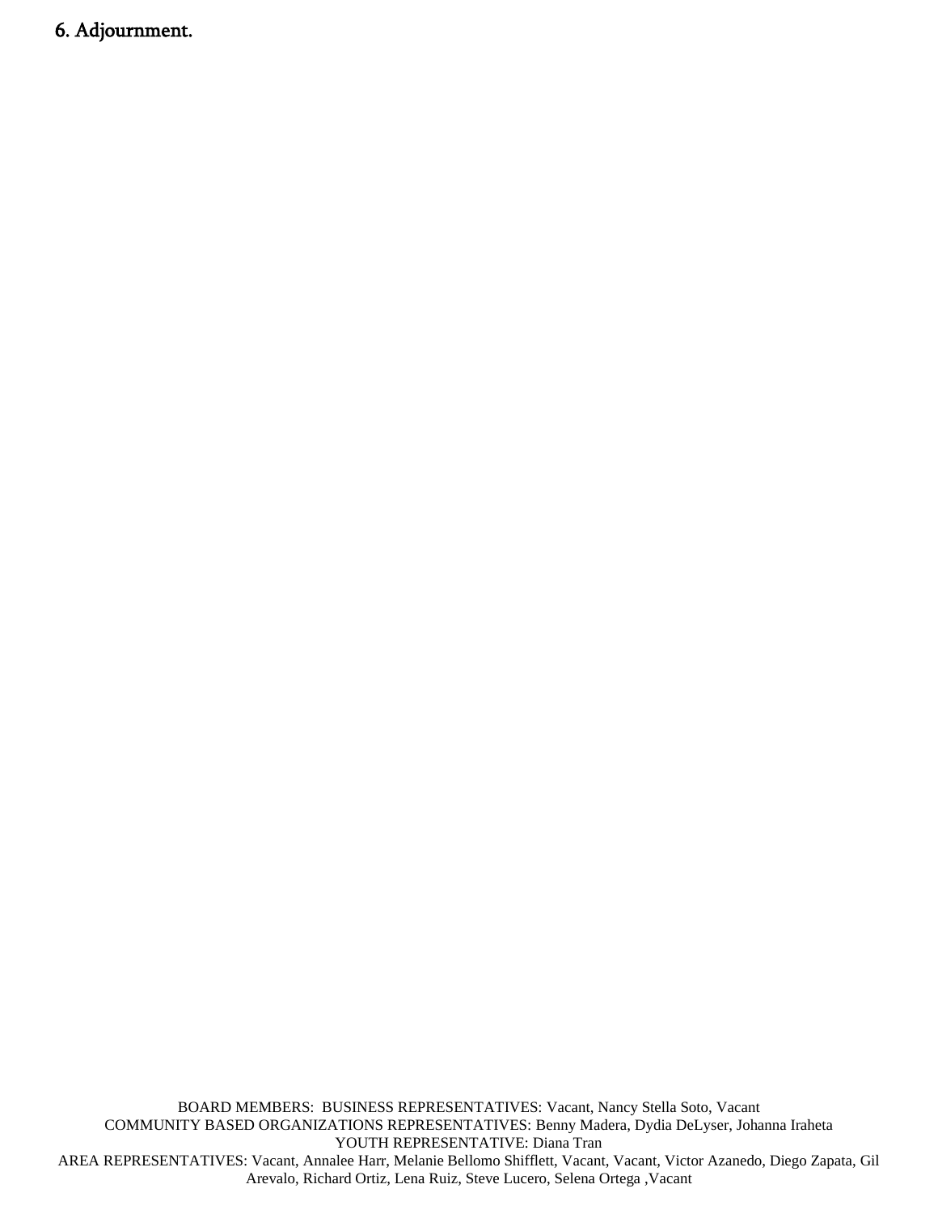6. Adjournment.

BOARD MEMBERS: BUSINESS REPRESENTATIVES: Vacant, Nancy Stella Soto, Vacant
COMMUNITY BASED ORGANIZATIONS REPRESENTATIVES: Benny Madera, Dydia DeLyser, Johanna Iraheta
YOUTH REPRESENTATIVE: Diana Tran
AREA REPRESENTATIVES: Vacant, Annalee Harr, Melanie Bellomo Shifflett, Vacant, Vacant, Victor Azanedo, Diego Zapata, Gil Arevalo, Richard Ortiz, Lena Ruiz, Steve Lucero, Selena Ortega ,Vacant